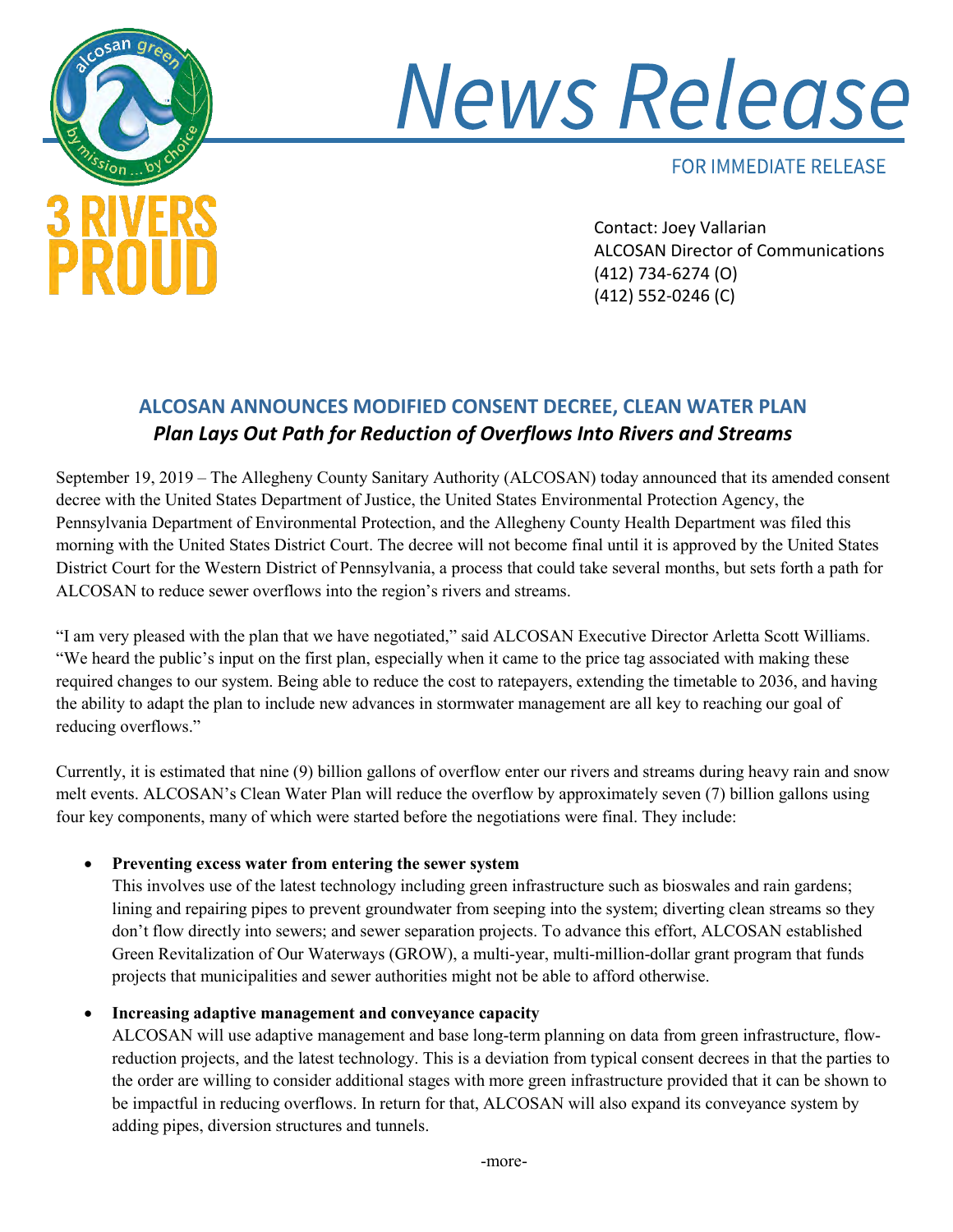# News Release

FOR IMMEDIATE RELEASE

Contact: Joey Vallarian
ALCOSAN Director of Communications
(412) 734-6274 (O)
(412) 552-0246 (C)

## ALCOSAN ANNOUNCES MODIFIED CONSENT DECREE, CLEAN WATER PLAN

### *Plan Lays Out Path for Reduction of Overflows Into Rivers and Streams*

September 19, 2019 – The Allegheny County Sanitary Authority (ALCOSAN) today announced that its amended consent decree with the United States Department of Justice, the United States Environmental Protection Agency, the Pennsylvania Department of Environmental Protection, and the Allegheny County Health Department was filed this morning with the United States District Court. The decree will not become final until it is approved by the United States District Court for the Western District of Pennsylvania, a process that could take several months, but sets forth a path for ALCOSAN to reduce sewer overflows into the region's rivers and streams.

"I am very pleased with the plan that we have negotiated," said ALCOSAN Executive Director Arletta Scott Williams. "We heard the public's input on the first plan, especially when it came to the price tag associated with making these required changes to our system. Being able to reduce the cost to ratepayers, extending the timetable to 2036, and having the ability to adapt the plan to include new advances in stormwater management are all key to reaching our goal of reducing overflows."

Currently, it is estimated that nine (9) billion gallons of overflow enter our rivers and streams during heavy rain and snow melt events. ALCOSAN's Clean Water Plan will reduce the overflow by approximately seven (7) billion gallons using four key components, many of which were started before the negotiations were final. They include:

- **Preventing excess water from entering the sewer system**
  This involves use of the latest technology including green infrastructure such as bioswales and rain gardens; lining and repairing pipes to prevent groundwater from seeping into the system; diverting clean streams so they don't flow directly into sewers; and sewer separation projects. To advance this effort, ALCOSAN established Green Revitalization of Our Waterways (GROW), a multi-year, multi-million-dollar grant program that funds projects that municipalities and sewer authorities might not be able to afford otherwise.

- **Increasing adaptive management and conveyance capacity**
  ALCOSAN will use adaptive management and base long-term planning on data from green infrastructure, flow-reduction projects, and the latest technology. This is a deviation from typical consent decrees in that the parties to the order are willing to consider additional stages with more green infrastructure provided that it can be shown to be impactful in reducing overflows. In return for that, ALCOSAN will also expand its conveyance system by adding pipes, diversion structures and tunnels.

-more-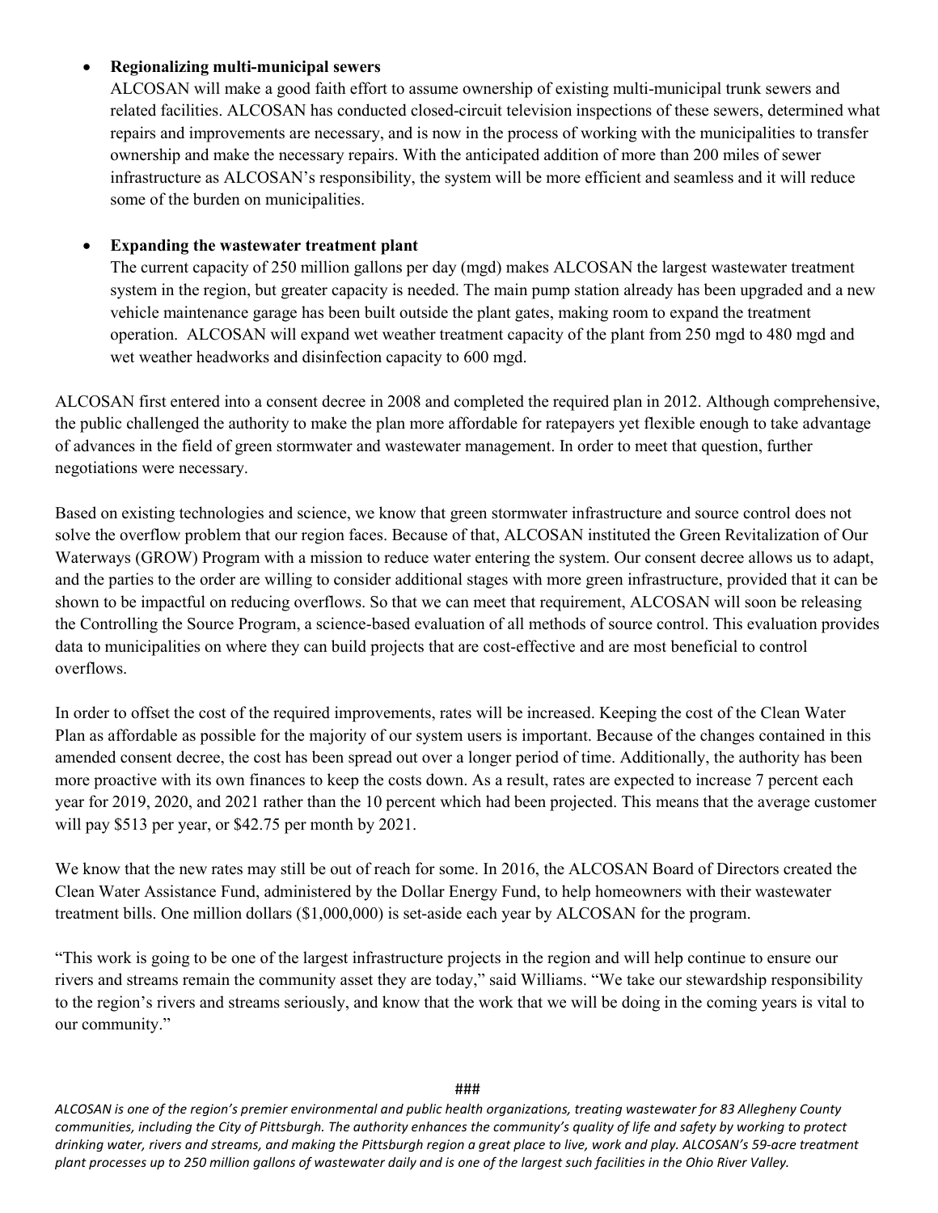- **Regionalizing multi-municipal sewers**
  ALCOSAN will make a good faith effort to assume ownership of existing multi-municipal trunk sewers and related facilities. ALCOSAN has conducted closed-circuit television inspections of these sewers, determined what repairs and improvements are necessary, and is now in the process of working with the municipalities to transfer ownership and make the necessary repairs. With the anticipated addition of more than 200 miles of sewer infrastructure as ALCOSAN's responsibility, the system will be more efficient and seamless and it will reduce some of the burden on municipalities.

- **Expanding the wastewater treatment plant**
  The current capacity of 250 million gallons per day (mgd) makes ALCOSAN the largest wastewater treatment system in the region, but greater capacity is needed. The main pump station already has been upgraded and a new vehicle maintenance garage has been built outside the plant gates, making room to expand the treatment operation. ALCOSAN will expand wet weather treatment capacity of the plant from 250 mgd to 480 mgd and wet weather headworks and disinfection capacity to 600 mgd.

ALCOSAN first entered into a consent decree in 2008 and completed the required plan in 2012. Although comprehensive, the public challenged the authority to make the plan more affordable for ratepayers yet flexible enough to take advantage of advances in the field of green stormwater and wastewater management. In order to meet that question, further negotiations were necessary.

Based on existing technologies and science, we know that green stormwater infrastructure and source control does not solve the overflow problem that our region faces. Because of that, ALCOSAN instituted the Green Revitalization of Our Waterways (GROW) Program with a mission to reduce water entering the system. Our consent decree allows us to adapt, and the parties to the order are willing to consider additional stages with more green infrastructure, provided that it can be shown to be impactful on reducing overflows. So that we can meet that requirement, ALCOSAN will soon be releasing the Controlling the Source Program, a science-based evaluation of all methods of source control. This evaluation provides data to municipalities on where they can build projects that are cost-effective and are most beneficial to control overflows.

In order to offset the cost of the required improvements, rates will be increased. Keeping the cost of the Clean Water Plan as affordable as possible for the majority of our system users is important. Because of the changes contained in this amended consent decree, the cost has been spread out over a longer period of time. Additionally, the authority has been more proactive with its own finances to keep the costs down. As a result, rates are expected to increase 7 percent each year for 2019, 2020, and 2021 rather than the 10 percent which had been projected. This means that the average customer will pay $513 per year, or $42.75 per month by 2021.

We know that the new rates may still be out of reach for some. In 2016, the ALCOSAN Board of Directors created the Clean Water Assistance Fund, administered by the Dollar Energy Fund, to help homeowners with their wastewater treatment bills. One million dollars ($1,000,000) is set-aside each year by ALCOSAN for the program.

"This work is going to be one of the largest infrastructure projects in the region and will help continue to ensure our rivers and streams remain the community asset they are today," said Williams. "We take our stewardship responsibility to the region's rivers and streams seriously, and know that the work that we will be doing in the coming years is vital to our community."

###

*ALCOSAN is one of the region's premier environmental and public health organizations, treating wastewater for 83 Allegheny County communities, including the City of Pittsburgh. The authority enhances the community's quality of life and safety by working to protect drinking water, rivers and streams, and making the Pittsburgh region a great place to live, work and play. ALCOSAN's 59-acre treatment plant processes up to 250 million gallons of wastewater daily and is one of the largest such facilities in the Ohio River Valley.*